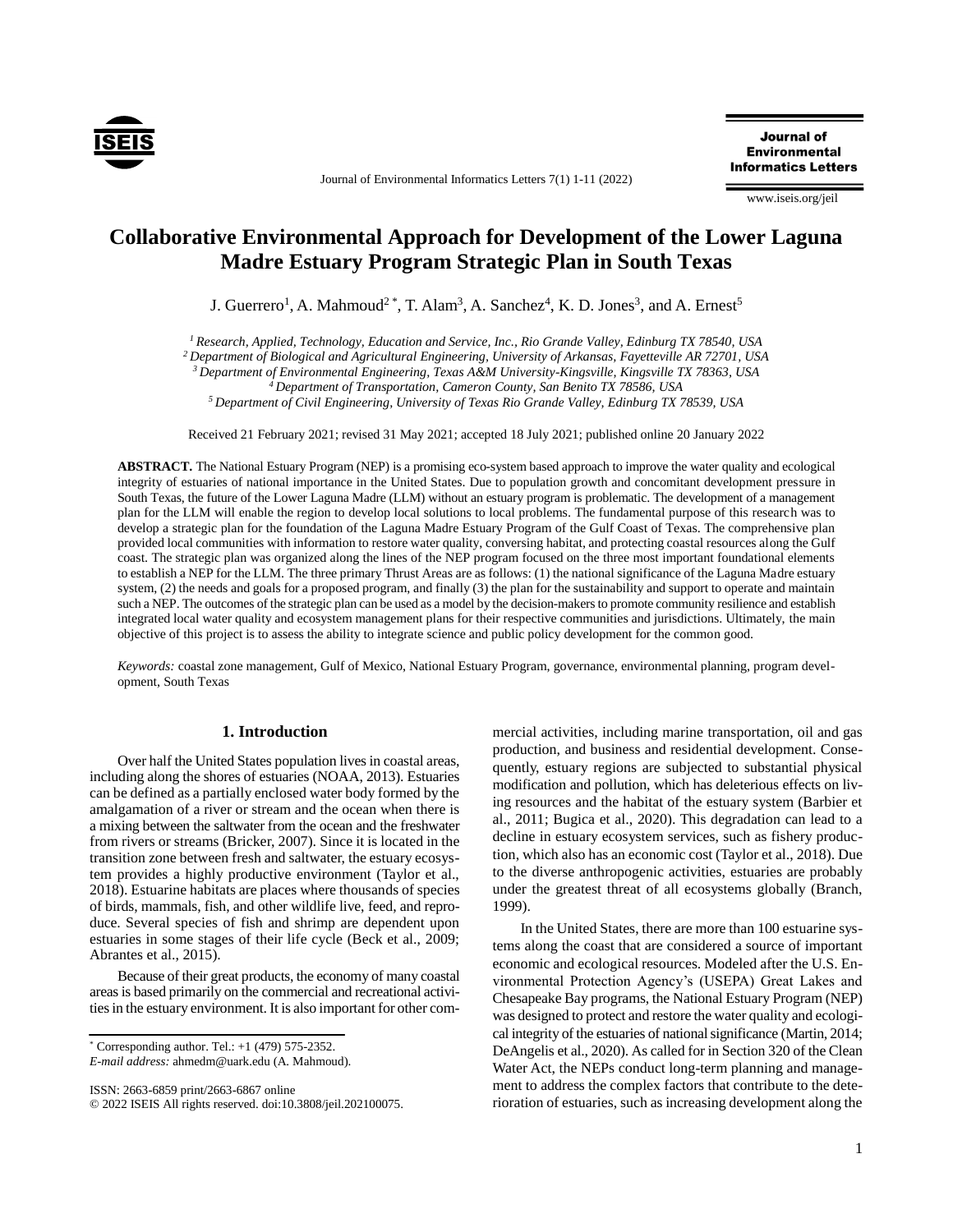# Collaborative Environmental Approach for Development of the Lower Laguna Madre Estuary Program Strategic Plan in South Texas

J. Guerrero[1], A. Mahmoud[2 *], T. Alam[3], A. Sanchez[4], K. D. Jones[3], and A. Ernest[5]

*[1] Research, Applied, Technology, Education and Service, Inc., Rio Grande Valley, Edinburg TX 78540, USA*
*[2] Department of Biological and Agricultural Engineering, University of Arkansas, Fayetteville AR 72701, USA*
*[3] Department of Environmental Engineering, Texas A&M University-Kingsville, Kingsville TX 78363, USA*
*[4] Department of Transportation, Cameron County, San Benito TX 78586, USA*
*[5] Department of Civil Engineering, University of Texas Rio Grande Valley, Edinburg TX 78539, USA*

Received 21 February 2021; revised 31 May 2021; accepted 18 July 2021; published online 20 January 2022

**ABSTRACT.** The National Estuary Program (NEP) is a promising eco-system based approach to improve the water quality and ecological integrity of estuaries of national importance in the United States. Due to population growth and concomitant development pressure in South Texas, the future of the Lower Laguna Madre (LLM) without an estuary program is problematic. The development of a management plan for the LLM will enable the region to develop local solutions to local problems. The fundamental purpose of this research was to develop a strategic plan for the foundation of the Laguna Madre Estuary Program of the Gulf Coast of Texas. The comprehensive plan provided local communities with information to restore water quality, conversing habitat, and protecting coastal resources along the Gulf coast. The strategic plan was organized along the lines of the NEP program focused on the three most important foundational elements to establish a NEP for the LLM. The three primary Thrust Areas are as follows: (1) the national significance of the Laguna Madre estuary system, (2) the needs and goals for a proposed program, and finally (3) the plan for the sustainability and support to operate and maintain such a NEP. The outcomes of the strategic plan can be used as a model by the decision-makers to promote community resilience and establish integrated local water quality and ecosystem management plans for their respective communities and jurisdictions. Ultimately, the main objective of this project is to assess the ability to integrate science and public policy development for the common good.

*Keywords:* coastal zone management, Gulf of Mexico, National Estuary Program, governance, environmental planning, program development, South Texas

## 1. Introduction

Over half the United States population lives in coastal areas, including along the shores of estuaries (NOAA, 2013). Estuaries can be defined as a partially enclosed water body formed by the amalgamation of a river or stream and the ocean when there is a mixing between the saltwater from the ocean and the freshwater from rivers or streams (Bricker, 2007). Since it is located in the transition zone between fresh and saltwater, the estuary ecosystem provides a highly productive environment (Taylor et al., 2018). Estuarine habitats are places where thousands of species of birds, mammals, fish, and other wildlife live, feed, and reproduce. Several species of fish and shrimp are dependent upon estuaries in some stages of their life cycle (Beck et al., 2009; Abrantes et al., 2015).

Because of their great products, the economy of many coastal areas is based primarily on the commercial and recreational activities in the estuary environment. It is also important for other commercial activities, including marine transportation, oil and gas production, and business and residential development. Consequently, estuary regions are subjected to substantial physical modification and pollution, which has deleterious effects on living resources and the habitat of the estuary system (Barbier et al., 2011; Bugica et al., 2020). This degradation can lead to a decline in estuary ecosystem services, such as fishery production, which also has an economic cost (Taylor et al., 2018). Due to the diverse anthropogenic activities, estuaries are probably under the greatest threat of all ecosystems globally (Branch, 1999).

In the United States, there are more than 100 estuarine systems along the coast that are considered a source of important economic and ecological resources. Modeled after the U.S. Environmental Protection Agency's (USEPA) Great Lakes and Chesapeake Bay programs, the National Estuary Program (NEP) was designed to protect and restore the water quality and ecological integrity of the estuaries of national significance (Martin, 2014; DeAngelis et al., 2020). As called for in Section 320 of the Clean Water Act, the NEPs conduct long-term planning and management to address the complex factors that contribute to the deterioration of estuaries, such as increasing development along the

* Corresponding author. Tel.: +1 (479) 575-2352.
*E-mail address:* ahmedm@uark.edu (A. Mahmoud).

ISSN: 2663-6859 print/2663-6867 online
© 2022 ISEIS All rights reserved. doi:10.3808/jeil.202100075.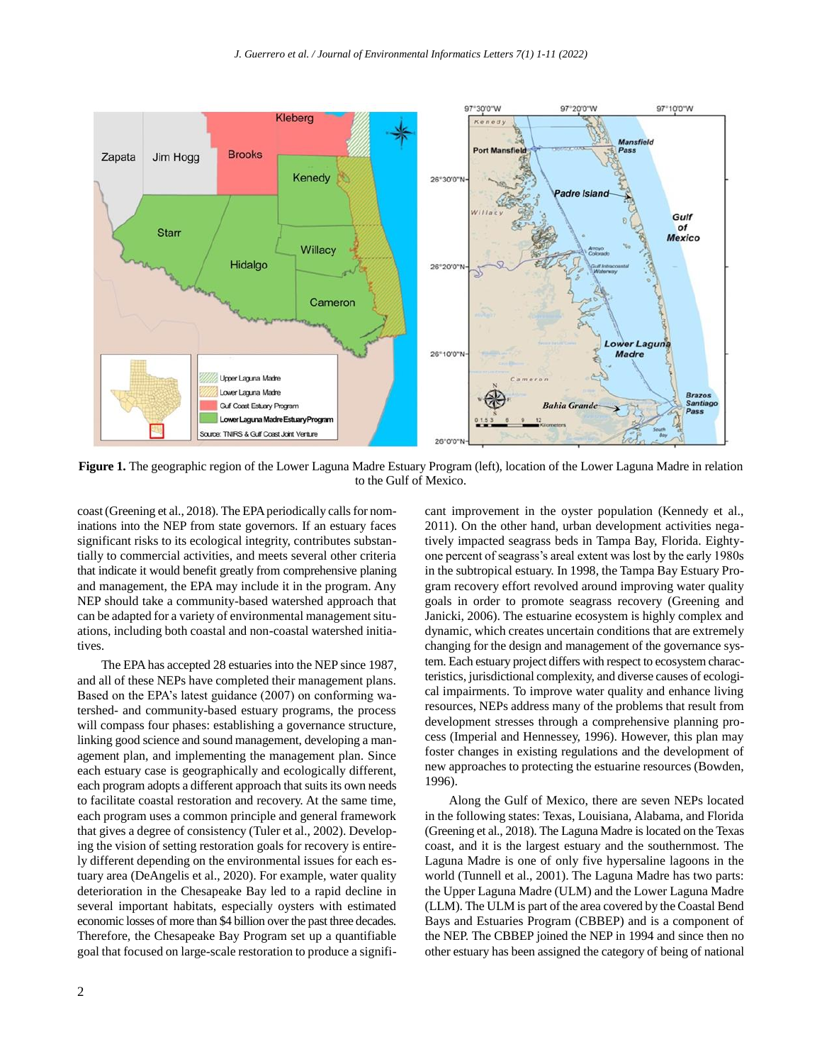**Figure 1.** The geographic region of the Lower Laguna Madre Estuary Program (left), location of the Lower Laguna Madre in relation to the Gulf of Mexico.

coast (Greening et al., 2018). The EPA periodically calls for nominations into the NEP from state governors. If an estuary faces significant risks to its ecological integrity, contributes substantially to commercial activities, and meets several other criteria that indicate it would benefit greatly from comprehensive planing and management, the EPA may include it in the program. Any NEP should take a community-based watershed approach that can be adapted for a variety of environmental management situations, including both coastal and non-coastal watershed initiatives.

The EPA has accepted 28 estuaries into the NEP since 1987, and all of these NEPs have completed their management plans. Based on the EPA's latest guidance (2007) on conforming watershed- and community-based estuary programs, the process will compass four phases: establishing a governance structure, linking good science and sound management, developing a management plan, and implementing the management plan. Since each estuary case is geographically and ecologically different, each program adopts a different approach that suits its own needs to facilitate coastal restoration and recovery. At the same time, each program uses a common principle and general framework that gives a degree of consistency (Tuler et al., 2002). Developing the vision of setting restoration goals for recovery is entirely different depending on the environmental issues for each estuary area (DeAngelis et al., 2020). For example, water quality deterioration in the Chesapeake Bay led to a rapid decline in several important habitats, especially oysters with estimated economic losses of more than $4 billion over the past three decades. Therefore, the Chesapeake Bay Program set up a quantifiable goal that focused on large-scale restoration to produce a significant improvement in the oyster population (Kennedy et al., 2011). On the other hand, urban development activities negatively impacted seagrass beds in Tampa Bay, Florida. Eighty-one percent of seagrass's areal extent was lost by the early 1980s in the subtropical estuary. In 1998, the Tampa Bay Estuary Program recovery effort revolved around improving water quality goals in order to promote seagrass recovery (Greening and Janicki, 2006). The estuarine ecosystem is highly complex and dynamic, which creates uncertain conditions that are extremely changing for the design and management of the governance system. Each estuary project differs with respect to ecosystem characteristics, jurisdictional complexity, and diverse causes of ecological impairments. To improve water quality and enhance living resources, NEPs address many of the problems that result from development stresses through a comprehensive planning process (Imperial and Hennessey, 1996). However, this plan may foster changes in existing regulations and the development of new approaches to protecting the estuarine resources (Bowden, 1996).

Along the Gulf of Mexico, there are seven NEPs located in the following states: Texas, Louisiana, Alabama, and Florida (Greening et al., 2018). The Laguna Madre is located on the Texas coast, and it is the largest estuary and the southernmost. The Laguna Madre is one of only five hypersaline lagoons in the world (Tunnell et al., 2001). The Laguna Madre has two parts: the Upper Laguna Madre (ULM) and the Lower Laguna Madre (LLM). The ULM is part of the area covered by the Coastal Bend Bays and Estuaries Program (CBBEP) and is a component of the NEP. The CBBEP joined the NEP in 1994 and since then no other estuary has been assigned the category of being of national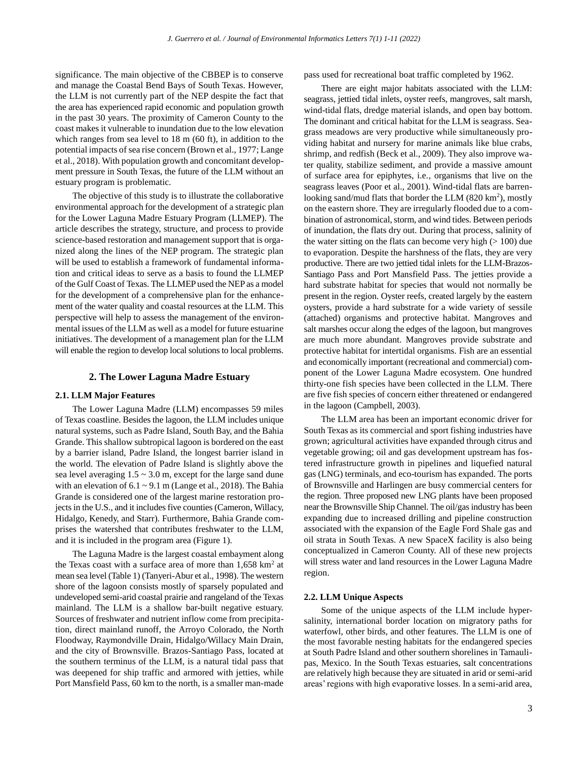significance. The main objective of the CBBEP is to conserve and manage the Coastal Bend Bays of South Texas. However, the LLM is not currently part of the NEP despite the fact that the area has experienced rapid economic and population growth in the past 30 years. The proximity of Cameron County to the coast makes it vulnerable to inundation due to the low elevation which ranges from sea level to 18 m (60 ft), in addition to the potential impacts of sea rise concern (Brown et al., 1977; Lange et al., 2018). With population growth and concomitant development pressure in South Texas, the future of the LLM without an estuary program is problematic.

The objective of this study is to illustrate the collaborative environmental approach for the development of a strategic plan for the Lower Laguna Madre Estuary Program (LLMEP). The article describes the strategy, structure, and process to provide science-based restoration and management support that is organized along the lines of the NEP program. The strategic plan will be used to establish a framework of fundamental information and critical ideas to serve as a basis to found the LLMEP of the Gulf Coast of Texas. The LLMEP used the NEP as a model for the development of a comprehensive plan for the enhancement of the water quality and coastal resources at the LLM. This perspective will help to assess the management of the environmental issues of the LLM as well as a model for future estuarine initiatives. The development of a management plan for the LLM will enable the region to develop local solutions to local problems.

## 2. The Lower Laguna Madre Estuary

### 2.1. LLM Major Features

The Lower Laguna Madre (LLM) encompasses 59 miles of Texas coastline. Besides the lagoon, the LLM includes unique natural systems, such as Padre Island, South Bay, and the Bahia Grande. This shallow subtropical lagoon is bordered on the east by a barrier island, Padre Island, the longest barrier island in the world. The elevation of Padre Island is slightly above the sea level averaging 1.5 ~ 3.0 m, except for the large sand dune with an elevation of 6.1 ~ 9.1 m (Lange et al., 2018). The Bahia Grande is considered one of the largest marine restoration projects in the U.S., and it includes five counties (Cameron, Willacy, Hidalgo, Kenedy, and Starr). Furthermore, Bahia Grande comprises the watershed that contributes freshwater to the LLM, and it is included in the program area (Figure 1).

The Laguna Madre is the largest coastal embayment along the Texas coast with a surface area of more than 1,658 km$^2$ at mean sea level (Table 1) (Tanyeri-Abur et al., 1998). The western shore of the lagoon consists mostly of sparsely populated and undeveloped semi-arid coastal prairie and rangeland of the Texas mainland. The LLM is a shallow bar-built negative estuary. Sources of freshwater and nutrient inflow come from precipitation, direct mainland runoff, the Arroyo Colorado, the North Floodway, Raymondville Drain, Hidalgo/Willacy Main Drain, and the city of Brownsville. Brazos-Santiago Pass, located at the southern terminus of the LLM, is a natural tidal pass that was deepened for ship traffic and armored with jetties, while Port Mansfield Pass, 60 km to the north, is a smaller man-made pass used for recreational boat traffic completed by 1962.

There are eight major habitats associated with the LLM: seagrass, jettied tidal inlets, oyster reefs, mangroves, salt marsh, wind-tidal flats, dredge material islands, and open bay bottom. The dominant and critical habitat for the LLM is seagrass. Seagrass meadows are very productive while simultaneously providing habitat and nursery for marine animals like blue crabs, shrimp, and redfish (Beck et al., 2009). They also improve water quality, stabilize sediment, and provide a massive amount of surface area for epiphytes, i.e., organisms that live on the seagrass leaves (Poor et al., 2001). Wind-tidal flats are barren-looking sand/mud flats that border the LLM (820 km$^2$), mostly on the eastern shore. They are irregularly flooded due to a combination of astronomical, storm, and wind tides. Between periods of inundation, the flats dry out. During that process, salinity of the water sitting on the flats can become very high (> 100) due to evaporation. Despite the harshness of the flats, they are very productive. There are two jettied tidal inlets for the LLM-Brazos-Santiago Pass and Port Mansfield Pass. The jetties provide a hard substrate habitat for species that would not normally be present in the region. Oyster reefs, created largely by the eastern oysters, provide a hard substrate for a wide variety of sessile (attached) organisms and protective habitat. Mangroves and salt marshes occur along the edges of the lagoon, but mangroves are much more abundant. Mangroves provide substrate and protective habitat for intertidal organisms. Fish are an essential and economically important (recreational and commercial) component of the Lower Laguna Madre ecosystem. One hundred thirty-one fish species have been collected in the LLM. There are five fish species of concern either threatened or endangered in the lagoon (Campbell, 2003).

The LLM area has been an important economic driver for South Texas as its commercial and sport fishing industries have grown; agricultural activities have expanded through citrus and vegetable growing; oil and gas development upstream has fostered infrastructure growth in pipelines and liquefied natural gas (LNG) terminals, and eco-tourism has expanded. The ports of Brownsville and Harlingen are busy commercial centers for the region. Three proposed new LNG plants have been proposed near the Brownsville Ship Channel. The oil/gas industry has been expanding due to increased drilling and pipeline construction associated with the expansion of the Eagle Ford Shale gas and oil strata in South Texas. A new SpaceX facility is also being conceptualized in Cameron County. All of these new projects will stress water and land resources in the Lower Laguna Madre region.

### 2.2. LLM Unique Aspects

Some of the unique aspects of the LLM include hypersalinity, international border location on migratory paths for waterfowl, other birds, and other features. The LLM is one of the most favorable nesting habitats for the endangered species at South Padre Island and other southern shorelines in Tamaulipas, Mexico. In the South Texas estuaries, salt concentrations are relatively high because they are situated in arid or semi-arid areas' regions with high evaporative losses. In a semi-arid area,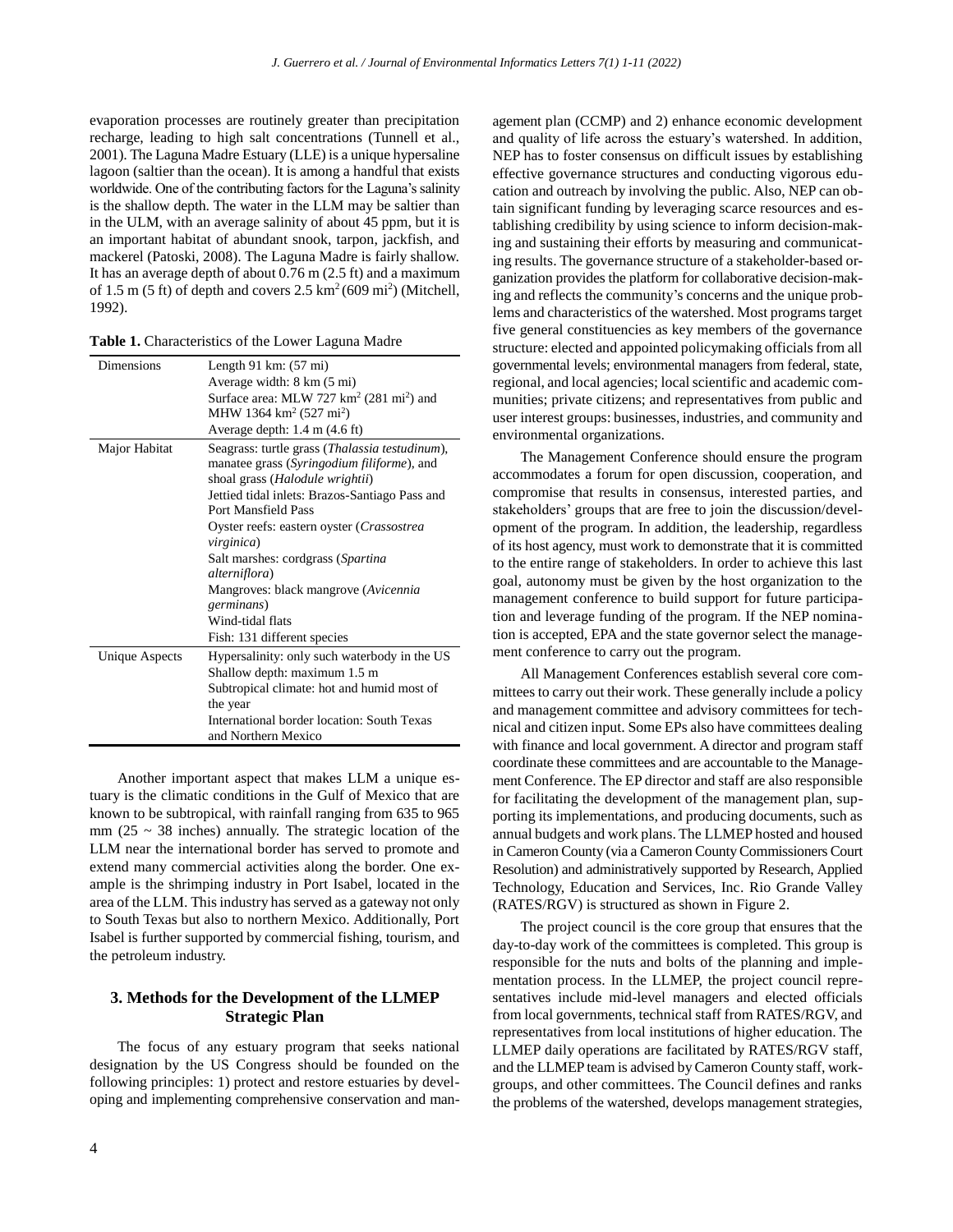evaporation processes are routinely greater than precipitation recharge, leading to high salt concentrations (Tunnell et al., 2001). The Laguna Madre Estuary (LLE) is a unique hypersaline lagoon (saltier than the ocean). It is among a handful that exists worldwide. One of the contributing factors for the Laguna's salinity is the shallow depth. The water in the LLM may be saltier than in the ULM, with an average salinity of about 45 ppm, but it is an important habitat of abundant snook, tarpon, jackfish, and mackerel (Patoski, 2008). The Laguna Madre is fairly shallow. It has an average depth of about 0.76 m (2.5 ft) and a maximum of 1.5 m (5 ft) of depth and covers 2.5 $km^2$ (609 $mi^2$) (Mitchell, 1992).

**Table 1.** Characteristics of the Lower Laguna Madre

| | |
|---|---|
| Dimensions | Length 91 km: (57 mi)<br>Average width: 8 km (5 mi)<br>Surface area: MLW 727 $km^2$ (281 $mi^2$) and MHW 1364 $km^2$ (527 $mi^2$)<br>Average depth: 1.4 m (4.6 ft) |
| Major Habitat | Seagrass: turtle grass (*Thalassia testudinum*), manatee grass (*Syringodium filiforme*), and shoal grass (*Halodule wrightii*)<br>Jettied tidal inlets: Brazos-Santiago Pass and Port Mansfield Pass<br>Oyster reefs: eastern oyster (*Crassostrea virginica*)<br>Salt marshes: cordgrass (*Spartina alterniflora*)<br>Mangroves: black mangrove (*Avicennia germinans*)<br>Wind-tidal flats<br>Fish: 131 different species |
| Unique Aspects | Hypersalinity: only such waterbody in the US<br>Shallow depth: maximum 1.5 m<br>Subtropical climate: hot and humid most of the year<br>International border location: South Texas and Northern Mexico |

Another important aspect that makes LLM a unique estuary is the climatic conditions in the Gulf of Mexico that are known to be subtropical, with rainfall ranging from 635 to 965 mm (25 ~ 38 inches) annually. The strategic location of the LLM near the international border has served to promote and extend many commercial activities along the border. One example is the shrimping industry in Port Isabel, located in the area of the LLM. This industry has served as a gateway not only to South Texas but also to northern Mexico. Additionally, Port Isabel is further supported by commercial fishing, tourism, and the petroleum industry.

## 3. Methods for the Development of the LLMEP Strategic Plan

The focus of any estuary program that seeks national designation by the US Congress should be founded on the following principles: 1) protect and restore estuaries by developing and implementing comprehensive conservation and management plan (CCMP) and 2) enhance economic development and quality of life across the estuary's watershed. In addition, NEP has to foster consensus on difficult issues by establishing effective governance structures and conducting vigorous education and outreach by involving the public. Also, NEP can obtain significant funding by leveraging scarce resources and establishing credibility by using science to inform decision-making and sustaining their efforts by measuring and communicating results. The governance structure of a stakeholder-based organization provides the platform for collaborative decision-making and reflects the community's concerns and the unique problems and characteristics of the watershed. Most programs target five general constituencies as key members of the governance structure: elected and appointed policymaking officials from all governmental levels; environmental managers from federal, state, regional, and local agencies; local scientific and academic communities; private citizens; and representatives from public and user interest groups: businesses, industries, and community and environmental organizations.

The Management Conference should ensure the program accommodates a forum for open discussion, cooperation, and compromise that results in consensus, interested parties, and stakeholders' groups that are free to join the discussion/development of the program. In addition, the leadership, regardless of its host agency, must work to demonstrate that it is committed to the entire range of stakeholders. In order to achieve this last goal, autonomy must be given by the host organization to the management conference to build support for future participation and leverage funding of the program. If the NEP nomination is accepted, EPA and the state governor select the management conference to carry out the program.

All Management Conferences establish several core committees to carry out their work. These generally include a policy and management committee and advisory committees for technical and citizen input. Some EPs also have committees dealing with finance and local government. A director and program staff coordinate these committees and are accountable to the Management Conference. The EP director and staff are also responsible for facilitating the development of the management plan, supporting its implementations, and producing documents, such as annual budgets and work plans. The LLMEP hosted and housed in Cameron County (via a Cameron County Commissioners Court Resolution) and administratively supported by Research, Applied Technology, Education and Services, Inc. Rio Grande Valley (RATES/RGV) is structured as shown in Figure 2.

The project council is the core group that ensures that the day-to-day work of the committees is completed. This group is responsible for the nuts and bolts of the planning and implementation process. In the LLMEP, the project council representatives include mid-level managers and elected officials from local governments, technical staff from RATES/RGV, and representatives from local institutions of higher education. The LLMEP daily operations are facilitated by RATES/RGV staff, and the LLMEP team is advised by Cameron County staff, workgroups, and other committees. The Council defines and ranks the problems of the watershed, develops management strategies,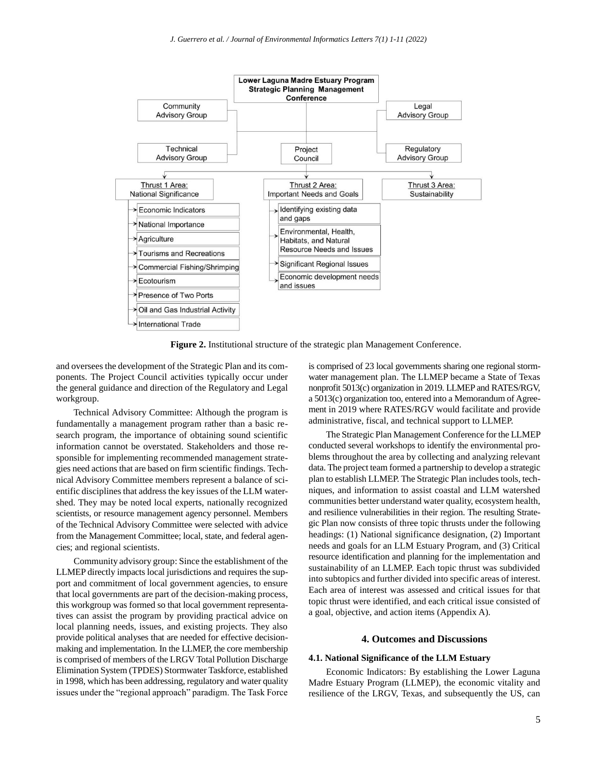**Figure 2.** Institutional structure of the strategic plan Management Conference.

and oversees the development of the Strategic Plan and its components. The Project Council activities typically occur under the general guidance and direction of the Regulatory and Legal workgroup.

Technical Advisory Committee: Although the program is fundamentally a management program rather than a basic research program, the importance of obtaining sound scientific information cannot be overstated. Stakeholders and those responsible for implementing recommended management strategies need actions that are based on firm scientific findings. Technical Advisory Committee members represent a balance of scientific disciplines that address the key issues of the LLM watershed. They may be noted local experts, nationally recognized scientists, or resource management agency personnel. Members of the Technical Advisory Committee were selected with advice from the Management Committee; local, state, and federal agencies; and regional scientists.

Community advisory group: Since the establishment of the LLMEP directly impacts local jurisdictions and requires the support and commitment of local government agencies, to ensure that local governments are part of the decision-making process, this workgroup was formed so that local government representatives can assist the program by providing practical advice on local planning needs, issues, and existing projects. They also provide political analyses that are needed for effective decision-making and implementation. In the LLMEP, the core membership is comprised of members of the LRGV Total Pollution Discharge Elimination System (TPDES) Stormwater Taskforce, established in 1998, which has been addressing, regulatory and water quality issues under the "regional approach" paradigm. The Task Force is comprised of 23 local governments sharing one regional stormwater management plan. The LLMEP became a State of Texas nonprofit 5013(c) organization in 2019. LLMEP and RATES/RGV, a 5013(c) organization too, entered into a Memorandum of Agreement in 2019 where RATES/RGV would facilitate and provide administrative, fiscal, and technical support to LLMEP.

The Strategic Plan Management Conference for the LLMEP conducted several workshops to identify the environmental problems throughout the area by collecting and analyzing relevant data. The project team formed a partnership to develop a strategic plan to establish LLMEP. The Strategic Plan includes tools, techniques, and information to assist coastal and LLM watershed communities better understand water quality, ecosystem health, and resilience vulnerabilities in their region. The resulting Strategic Plan now consists of three topic thrusts under the following headings: (1) National significance designation, (2) Important needs and goals for an LLM Estuary Program, and (3) Critical resource identification and planning for the implementation and sustainability of an LLMEP. Each topic thrust was subdivided into subtopics and further divided into specific areas of interest. Each area of interest was assessed and critical issues for that topic thrust were identified, and each critical issue consisted of a goal, objective, and action items (Appendix A).

## 4. Outcomes and Discussions

### 4.1. National Significance of the LLM Estuary

Economic Indicators: By establishing the Lower Laguna Madre Estuary Program (LLMEP), the economic vitality and resilience of the LRGV, Texas, and subsequently the US, can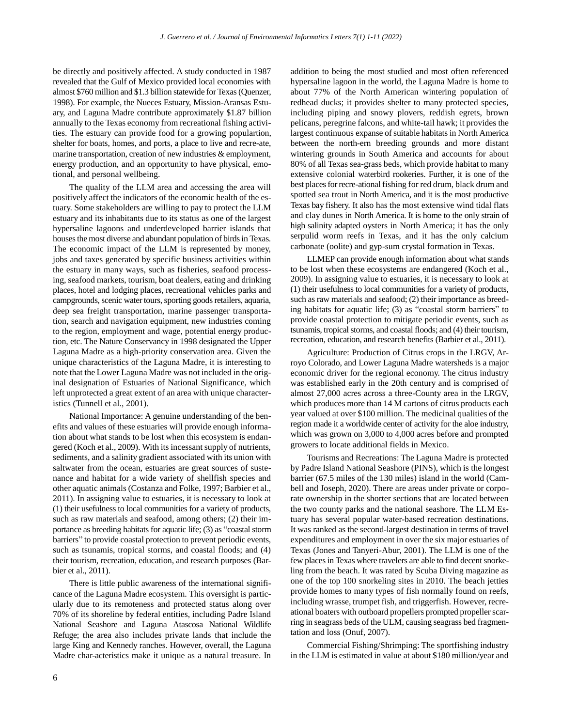be directly and positively affected. A study conducted in 1987 revealed that the Gulf of Mexico provided local economies with almost $760 million and $1.3 billion statewide for Texas (Quenzer, 1998). For example, the Nueces Estuary, Mission-Aransas Estuary, and Laguna Madre contribute approximately $1.87 billion annually to the Texas economy from recreational fishing activities. The estuary can provide food for a growing populartion, shelter for boats, homes, and ports, a place to live and recre-ate, marine transportation, creation of new industries & employment, energy production, and an opportunity to have physical, emotional, and personal wellbeing.

The quality of the LLM area and accessing the area will positively affect the indicators of the economic health of the estuary. Some stakeholders are willing to pay to protect the LLM estuary and its inhabitants due to its status as one of the largest hypersaline lagoons and underdeveloped barrier islands that houses the most diverse and abundant population of birds in Texas. The economic impact of the LLM is represented by money, jobs and taxes generated by specific business activities within the estuary in many ways, such as fisheries, seafood processing, seafood markets, tourism, boat dealers, eating and drinking places, hotel and lodging places, recreational vehicles parks and campgrounds, scenic water tours, sporting goods retailers, aquaria, deep sea freight transportation, marine passenger transportation, search and navigation equipment, new industries coming to the region, employment and wage, potential energy production, etc. The Nature Conservancy in 1998 designated the Upper Laguna Madre as a high-priority conservation area. Given the unique characteristics of the Laguna Madre, it is interesting to note that the Lower Laguna Madre was not included in the original designation of Estuaries of National Significance, which left unprotected a great extent of an area with unique characteristics (Tunnell et al., 2001).

National Importance: A genuine understanding of the benefits and values of these estuaries will provide enough information about what stands to be lost when this ecosystem is endangered (Koch et al., 2009). With its incessant supply of nutrients, sediments, and a salinity gradient associated with its union with saltwater from the ocean, estuaries are great sources of sustenance and habitat for a wide variety of shellfish species and other aquatic animals (Costanza and Folke, 1997; Barbier et al., 2011). In assigning value to estuaries, it is necessary to look at (1) their usefulness to local communities for a variety of products, such as raw materials and seafood, among others; (2) their importance as breeding habitats for aquatic life; (3) as "coastal storm barriers" to provide coastal protection to prevent periodic events, such as tsunamis, tropical storms, and coastal floods; and (4) their tourism, recreation, education, and research purposes (Barbier et al., 2011).

There is little public awareness of the international significance of the Laguna Madre ecosystem. This oversight is particularly due to its remoteness and protected status along over 70% of its shoreline by federal entities, including Padre Island National Seashore and Laguna Atascosa National Wildlife Refuge; the area also includes private lands that include the large King and Kennedy ranches. However, overall, the Laguna Madre char-acteristics make it unique as a natural treasure. In addition to being the most studied and most often referenced hypersaline lagoon in the world, the Laguna Madre is home to about 77% of the North American wintering population of redhead ducks; it provides shelter to many protected species, including piping and snowy plovers, reddish egrets, brown pelicans, peregrine falcons, and white-tail hawk; it provides the largest continuous expanse of suitable habitats in North America between the north-ern breeding grounds and more distant wintering grounds in South America and accounts for about 80% of all Texas sea-grass beds, which provide habitat to many extensive colonial waterbird rookeries. Further, it is one of the best places for recre-ational fishing for red drum, black drum and spotted sea trout in North America, and it is the most productive Texas bay fishery. It also has the most extensive wind tidal flats and clay dunes in North America. It is home to the only strain of high salinity adapted oysters in North America; it has the only serpulid worm reefs in Texas, and it has the only calcium carbonate (oolite) and gyp-sum crystal formation in Texas.

LLMEP can provide enough information about what stands to be lost when these ecosystems are endangered (Koch et al., 2009). In assigning value to estuaries, it is necessary to look at (1) their usefulness to local communities for a variety of products, such as raw materials and seafood; (2) their importance as breeding habitats for aquatic life; (3) as "coastal storm barriers" to provide coastal protection to mitigate periodic events, such as tsunamis, tropical storms, and coastal floods; and (4) their tourism, recreation, education, and research benefits (Barbier et al., 2011).

Agriculture: Production of Citrus crops in the LRGV, Arroyo Colorado, and Lower Laguna Madre watersheds is a major economic driver for the regional economy. The citrus industry was established early in the 20th century and is comprised of almost 27,000 acres across a three-County area in the LRGV, which produces more than 14 M cartons of citrus products each year valued at over $100 million. The medicinal qualities of the region made it a worldwide center of activity for the aloe industry, which was grown on 3,000 to 4,000 acres before and prompted growers to locate additional fields in Mexico.

Tourisms and Recreations: The Laguna Madre is protected by Padre Island National Seashore (PINS), which is the longest barrier (67.5 miles of the 130 miles) island in the world (Cambell and Joseph, 2020). There are areas under private or corporate ownership in the shorter sections that are located between the two county parks and the national seashore. The LLM Estuary has several popular water-based recreation destinations. It was ranked as the second-largest destination in terms of travel expenditures and employment in over the six major estuaries of Texas (Jones and Tanyeri-Abur, 2001). The LLM is one of the few places in Texas where travelers are able to find decent snorkeling from the beach. It was rated by Scuba Diving magazine as one of the top 100 snorkeling sites in 2010. The beach jetties provide homes to many types of fish normally found on reefs, including wrasse, trumpet fish, and triggerfish. However, recreational boaters with outboard propellers prompted propeller scarring in seagrass beds of the ULM, causing seagrass bed fragmentation and loss (Onuf, 2007).

Commercial Fishing/Shrimping: The sportfishing industry in the LLM is estimated in value at about $180 million/year and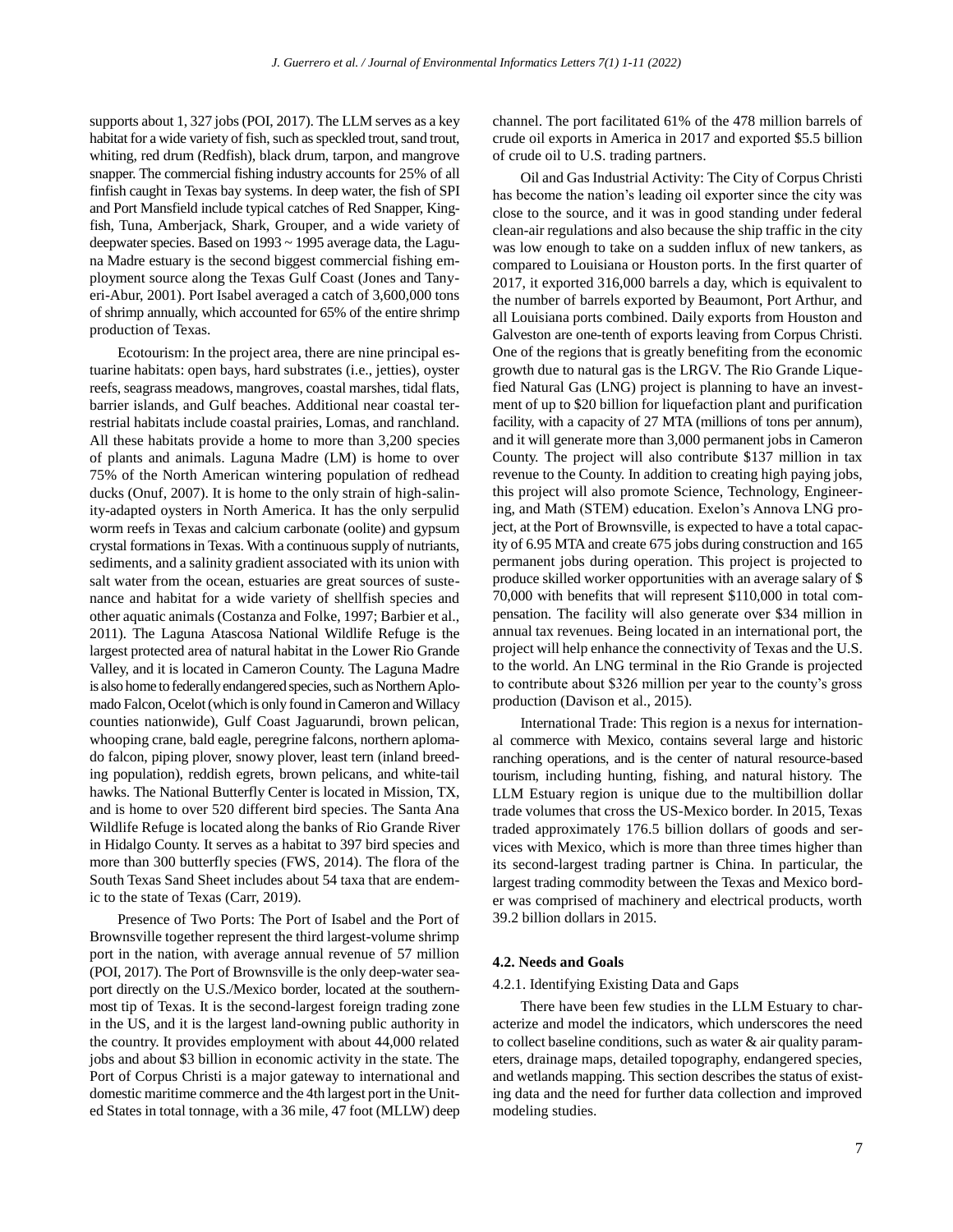supports about 1, 327 jobs (POI, 2017). The LLM serves as a key habitat for a wide variety of fish, such as speckled trout, sand trout, whiting, red drum (Redfish), black drum, tarpon, and mangrove snapper. The commercial fishing industry accounts for 25% of all finfish caught in Texas bay systems. In deep water, the fish of SPI and Port Mansfield include typical catches of Red Snapper, Kingfish, Tuna, Amberjack, Shark, Grouper, and a wide variety of deepwater species. Based on 1993 ~ 1995 average data, the Laguna Madre estuary is the second biggest commercial fishing employment source along the Texas Gulf Coast (Jones and Tanyeri-Abur, 2001). Port Isabel averaged a catch of 3,600,000 tons of shrimp annually, which accounted for 65% of the entire shrimp production of Texas.

Ecotourism: In the project area, there are nine principal estuarine habitats: open bays, hard substrates (i.e., jetties), oyster reefs, seagrass meadows, mangroves, coastal marshes, tidal flats, barrier islands, and Gulf beaches. Additional near coastal terrestrial habitats include coastal prairies, Lomas, and ranchland. All these habitats provide a home to more than 3,200 species of plants and animals. Laguna Madre (LM) is home to over 75% of the North American wintering population of redhead ducks (Onuf, 2007). It is home to the only strain of high-salinity-adapted oysters in North America. It has the only serpulid worm reefs in Texas and calcium carbonate (oolite) and gypsum crystal formations in Texas. With a continuous supply of nutriants, sediments, and a salinity gradient associated with its union with salt water from the ocean, estuaries are great sources of sustenance and habitat for a wide variety of shellfish species and other aquatic animals (Costanza and Folke, 1997; Barbier et al., 2011). The Laguna Atascosa National Wildlife Refuge is the largest protected area of natural habitat in the Lower Rio Grande Valley, and it is located in Cameron County. The Laguna Madre is also home to federally endangered species, such as Northern Aplomado Falcon, Ocelot (which is only found in Cameron and Willacy counties nationwide), Gulf Coast Jaguarundi, brown pelican, whooping crane, bald eagle, peregrine falcons, northern aplomado falcon, piping plover, snowy plover, least tern (inland breeding population), reddish egrets, brown pelicans, and white-tail hawks. The National Butterfly Center is located in Mission, TX, and is home to over 520 different bird species. The Santa Ana Wildlife Refuge is located along the banks of Rio Grande River in Hidalgo County. It serves as a habitat to 397 bird species and more than 300 butterfly species (FWS, 2014). The flora of the South Texas Sand Sheet includes about 54 taxa that are endemic to the state of Texas (Carr, 2019).

Presence of Two Ports: The Port of Isabel and the Port of Brownsville together represent the third largest-volume shrimp port in the nation, with average annual revenue of 57 million (POI, 2017). The Port of Brownsville is the only deep-water seaport directly on the U.S./Mexico border, located at the southernmost tip of Texas. It is the second-largest foreign trading zone in the US, and it is the largest land-owning public authority in the country. It provides employment with about 44,000 related jobs and about $3 billion in economic activity in the state. The Port of Corpus Christi is a major gateway to international and domestic maritime commerce and the 4th largest port in the United States in total tonnage, with a 36 mile, 47 foot (MLLW) deep channel. The port facilitated 61% of the 478 million barrels of crude oil exports in America in 2017 and exported $5.5 billion of crude oil to U.S. trading partners.

Oil and Gas Industrial Activity: The City of Corpus Christi has become the nation's leading oil exporter since the city was close to the source, and it was in good standing under federal clean-air regulations and also because the ship traffic in the city was low enough to take on a sudden influx of new tankers, as compared to Louisiana or Houston ports. In the first quarter of 2017, it exported 316,000 barrels a day, which is equivalent to the number of barrels exported by Beaumont, Port Arthur, and all Louisiana ports combined. Daily exports from Houston and Galveston are one-tenth of exports leaving from Corpus Christi. One of the regions that is greatly benefiting from the economic growth due to natural gas is the LRGV. The Rio Grande Liquefied Natural Gas (LNG) project is planning to have an investment of up to $20 billion for liquefaction plant and purification facility, with a capacity of 27 MTA (millions of tons per annum), and it will generate more than 3,000 permanent jobs in Cameron County. The project will also contribute $137 million in tax revenue to the County. In addition to creating high paying jobs, this project will also promote Science, Technology, Engineering, and Math (STEM) education. Exelon's Annova LNG project, at the Port of Brownsville, is expected to have a total capacity of 6.95 MTA and create 675 jobs during construction and 165 permanent jobs during operation. This project is projected to produce skilled worker opportunities with an average salary of $ 70,000 with benefits that will represent $110,000 in total compensation. The facility will also generate over $34 million in annual tax revenues. Being located in an international port, the project will help enhance the connectivity of Texas and the U.S. to the world. An LNG terminal in the Rio Grande is projected to contribute about $326 million per year to the county's gross production (Davison et al., 2015).

International Trade: This region is a nexus for international commerce with Mexico, contains several large and historic ranching operations, and is the center of natural resource-based tourism, including hunting, fishing, and natural history. The LLM Estuary region is unique due to the multibillion dollar trade volumes that cross the US-Mexico border. In 2015, Texas traded approximately 176.5 billion dollars of goods and services with Mexico, which is more than three times higher than its second-largest trading partner is China. In particular, the largest trading commodity between the Texas and Mexico border was comprised of machinery and electrical products, worth 39.2 billion dollars in 2015.

### 4.2. Needs and Goals

#### 4.2.1. Identifying Existing Data and Gaps

There have been few studies in the LLM Estuary to characterize and model the indicators, which underscores the need to collect baseline conditions, such as water & air quality parameters, drainage maps, detailed topography, endangered species, and wetlands mapping. This section describes the status of existing data and the need for further data collection and improved modeling studies.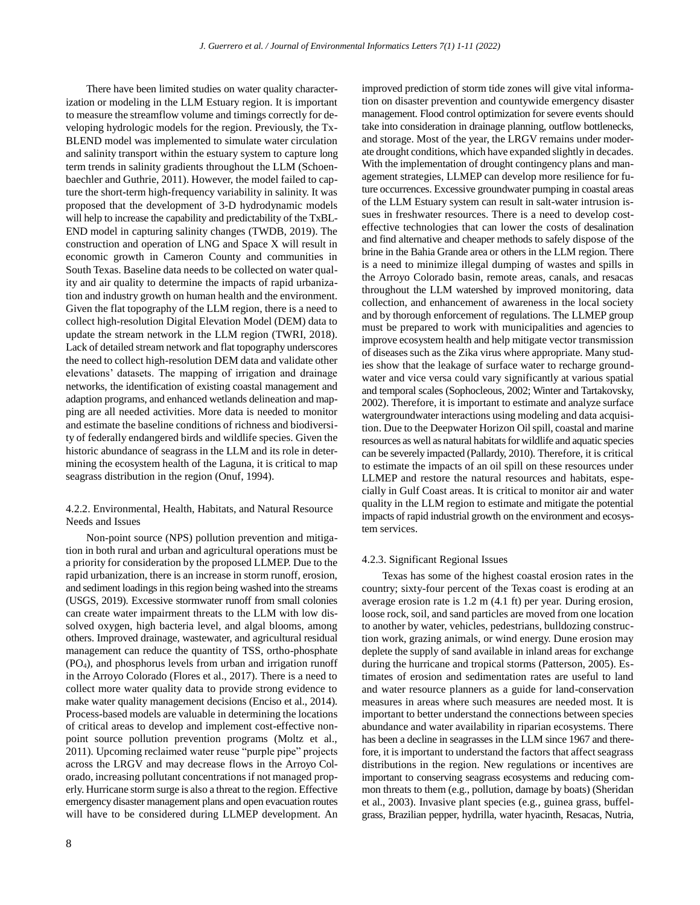There have been limited studies on water quality characterization or modeling in the LLM Estuary region. It is important to measure the streamflow volume and timings correctly for developing hydrologic models for the region. Previously, the TxBLEND model was implemented to simulate water circulation and salinity transport within the estuary system to capture long term trends in salinity gradients throughout the LLM (Schoenbaechler and Guthrie, 2011). However, the model failed to capture the short-term high-frequency variability in salinity. It was proposed that the development of 3-D hydrodynamic models will help to increase the capability and predictability of the TxBLEND model in capturing salinity changes (TWDB, 2019). The construction and operation of LNG and Space X will result in economic growth in Cameron County and communities in South Texas. Baseline data needs to be collected on water quality and air quality to determine the impacts of rapid urbanization and industry growth on human health and the environment. Given the flat topography of the LLM region, there is a need to collect high-resolution Digital Elevation Model (DEM) data to update the stream network in the LLM region (TWRI, 2018). Lack of detailed stream network and flat topography underscores the need to collect high-resolution DEM data and validate other elevations' datasets. The mapping of irrigation and drainage networks, the identification of existing coastal management and adaption programs, and enhanced wetlands delineation and mapping are all needed activities. More data is needed to monitor and estimate the baseline conditions of richness and biodiversity of federally endangered birds and wildlife species. Given the historic abundance of seagrass in the LLM and its role in determining the ecosystem health of the Laguna, it is critical to map seagrass distribution in the region (Onuf, 1994).

#### 4.2.2. Environmental, Health, Habitats, and Natural Resource Needs and Issues

Non-point source (NPS) pollution prevention and mitigation in both rural and urban and agricultural operations must be a priority for consideration by the proposed LLMEP. Due to the rapid urbanization, there is an increase in storm runoff, erosion, and sediment loadings in this region being washed into the streams (USGS, 2019). Excessive stormwater runoff from small colonies can create water impairment threats to the LLM with low dissolved oxygen, high bacteria level, and algal blooms, among others. Improved drainage, wastewater, and agricultural residual management can reduce the quantity of TSS, ortho-phosphate ($PO_4$), and phosphorus levels from urban and irrigation runoff in the Arroyo Colorado (Flores et al., 2017). There is a need to collect more water quality data to provide strong evidence to make water quality management decisions (Enciso et al., 2014). Process-based models are valuable in determining the locations of critical areas to develop and implement cost-effective nonpoint source pollution prevention programs (Moltz et al., 2011). Upcoming reclaimed water reuse "purple pipe" projects across the LRGV and may decrease flows in the Arroyo Colorado, increasing pollutant concentrations if not managed properly. Hurricane storm surge is also a threat to the region. Effective emergency disaster management plans and open evacuation routes will have to be considered during LLMEP development. An improved prediction of storm tide zones will give vital information on disaster prevention and countywide emergency disaster management. Flood control optimization for severe events should take into consideration in drainage planning, outflow bottlenecks, and storage. Most of the year, the LRGV remains under moderate drought conditions, which have expanded slightly in decades. With the implementation of drought contingency plans and management strategies, LLMEP can develop more resilience for future occurrences. Excessive groundwater pumping in coastal areas of the LLM Estuary system can result in salt-water intrusion issues in freshwater resources. There is a need to develop cost-effective technologies that can lower the costs of desalination and find alternative and cheaper methods to safely dispose of the brine in the Bahia Grande area or others in the LLM region. There is a need to minimize illegal dumping of wastes and spills in the Arroyo Colorado basin, remote areas, canals, and resacas throughout the LLM watershed by improved monitoring, data collection, and enhancement of awareness in the local society and by thorough enforcement of regulations. The LLMEP group must be prepared to work with municipalities and agencies to improve ecosystem health and help mitigate vector transmission of diseases such as the Zika virus where appropriate. Many studies show that the leakage of surface water to recharge groundwater and vice versa could vary significantly at various spatial and temporal scales (Sophocleous, 2002; Winter and Tartakovsky, 2002). Therefore, it is important to estimate and analyze surface watergroundwater interactions using modeling and data acquisition. Due to the Deepwater Horizon Oil spill, coastal and marine resources as well as natural habitats for wildlife and aquatic species can be severely impacted (Pallardy, 2010). Therefore, it is critical to estimate the impacts of an oil spill on these resources under LLMEP and restore the natural resources and habitats, especially in Gulf Coast areas. It is critical to monitor air and water quality in the LLM region to estimate and mitigate the potential impacts of rapid industrial growth on the environment and ecosystem services.

#### 4.2.3. Significant Regional Issues

Texas has some of the highest coastal erosion rates in the country; sixty-four percent of the Texas coast is eroding at an average erosion rate is 1.2 m (4.1 ft) per year. During erosion, loose rock, soil, and sand particles are moved from one location to another by water, vehicles, pedestrians, bulldozing construction work, grazing animals, or wind energy. Dune erosion may deplete the supply of sand available in inland areas for exchange during the hurricane and tropical storms (Patterson, 2005). Estimates of erosion and sedimentation rates are useful to land and water resource planners as a guide for land-conservation measures in areas where such measures are needed most. It is important to better understand the connections between species abundance and water availability in riparian ecosystems. There has been a decline in seagrasses in the LLM since 1967 and therefore, it is important to understand the factors that affect seagrass distributions in the region. New regulations or incentives are important to conserving seagrass ecosystems and reducing common threats to them (e.g., pollution, damage by boats) (Sheridan et al., 2003). Invasive plant species (e.g., guinea grass, buffelgrass, Brazilian pepper, hydrilla, water hyacinth, Resacas, Nutria,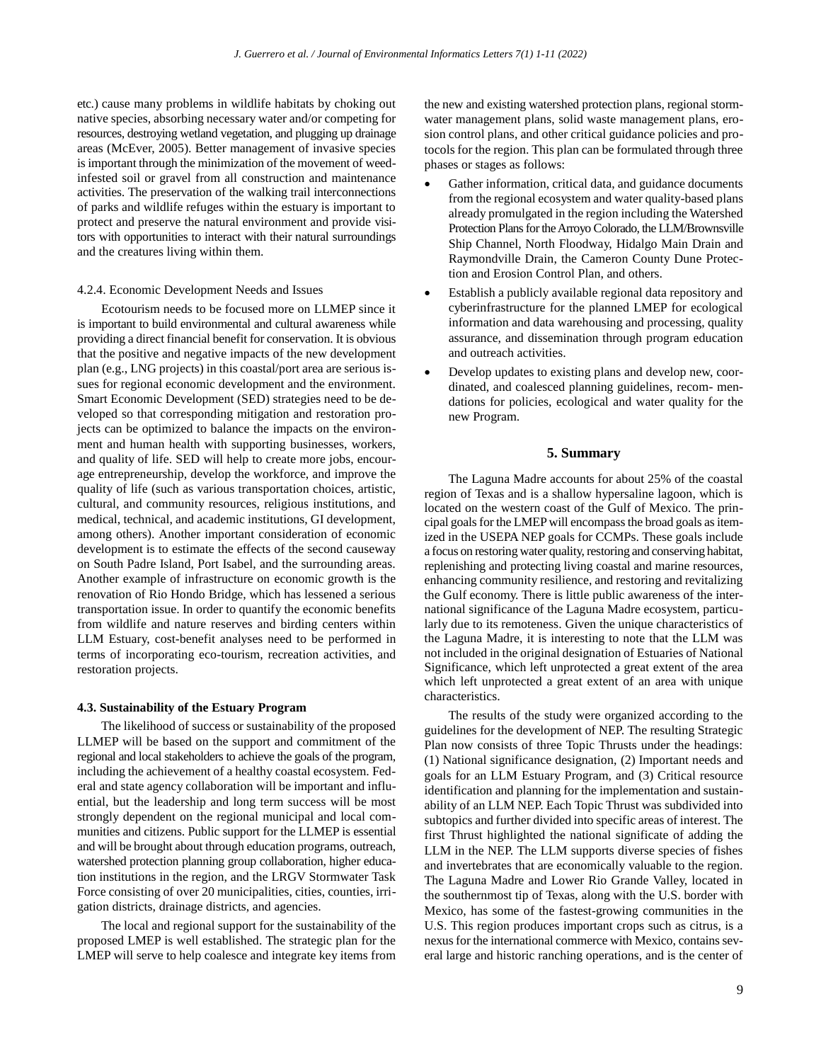etc.) cause many problems in wildlife habitats by choking out native species, absorbing necessary water and/or competing for resources, destroying wetland vegetation, and plugging up drainage areas (McEver, 2005). Better management of invasive species is important through the minimization of the movement of weed-infested soil or gravel from all construction and maintenance activities. The preservation of the walking trail interconnections of parks and wildlife refuges within the estuary is important to protect and preserve the natural environment and provide visitors with opportunities to interact with their natural surroundings and the creatures living within them.

#### 4.2.4. Economic Development Needs and Issues

Ecotourism needs to be focused more on LLMEP since it is important to build environmental and cultural awareness while providing a direct financial benefit for conservation. It is obvious that the positive and negative impacts of the new development plan (e.g., LNG projects) in this coastal/port area are serious issues for regional economic development and the environment. Smart Economic Development (SED) strategies need to be developed so that corresponding mitigation and restoration projects can be optimized to balance the impacts on the environment and human health with supporting businesses, workers, and quality of life. SED will help to create more jobs, encourage entrepreneurship, develop the workforce, and improve the quality of life (such as various transportation choices, artistic, cultural, and community resources, religious institutions, and medical, technical, and academic institutions, GI development, among others). Another important consideration of economic development is to estimate the effects of the second causeway on South Padre Island, Port Isabel, and the surrounding areas. Another example of infrastructure on economic growth is the renovation of Rio Hondo Bridge, which has lessened a serious transportation issue. In order to quantify the economic benefits from wildlife and nature reserves and birding centers within LLM Estuary, cost-benefit analyses need to be performed in terms of incorporating eco-tourism, recreation activities, and restoration projects.

### 4.3. Sustainability of the Estuary Program

The likelihood of success or sustainability of the proposed LLMEP will be based on the support and commitment of the regional and local stakeholders to achieve the goals of the program, including the achievement of a healthy coastal ecosystem. Federal and state agency collaboration will be important and influential, but the leadership and long term success will be most strongly dependent on the regional municipal and local communities and citizens. Public support for the LLMEP is essential and will be brought about through education programs, outreach, watershed protection planning group collaboration, higher education institutions in the region, and the LRGV Stormwater Task Force consisting of over 20 municipalities, cities, counties, irrigation districts, drainage districts, and agencies.

The local and regional support for the sustainability of the proposed LMEP is well established. The strategic plan for the LMEP will serve to help coalesce and integrate key items from the new and existing watershed protection plans, regional stormwater management plans, solid waste management plans, erosion control plans, and other critical guidance policies and protocols for the region. This plan can be formulated through three phases or stages as follows:

- Gather information, critical data, and guidance documents from the regional ecosystem and water quality-based plans already promulgated in the region including the Watershed Protection Plans for the Arroyo Colorado, the LLM/Brownsville Ship Channel, North Floodway, Hidalgo Main Drain and Raymondville Drain, the Cameron County Dune Protection and Erosion Control Plan, and others.
- Establish a publicly available regional data repository and cyberinfrastructure for the planned LMEP for ecological information and data warehousing and processing, quality assurance, and dissemination through program education and outreach activities.
- Develop updates to existing plans and develop new, coordinated, and coalesced planning guidelines, recom- mendations for policies, ecological and water quality for the new Program.

## 5. Summary

The Laguna Madre accounts for about 25% of the coastal region of Texas and is a shallow hypersaline lagoon, which is located on the western coast of the Gulf of Mexico. The principal goals for the LMEP will encompass the broad goals as itemized in the USEPA NEP goals for CCMPs. These goals include a focus on restoring water quality, restoring and conserving habitat, replenishing and protecting living coastal and marine resources, enhancing community resilience, and restoring and revitalizing the Gulf economy. There is little public awareness of the international significance of the Laguna Madre ecosystem, particularly due to its remoteness. Given the unique characteristics of the Laguna Madre, it is interesting to note that the LLM was not included in the original designation of Estuaries of National Significance, which left unprotected a great extent of the area which left unprotected a great extent of an area with unique characteristics.

The results of the study were organized according to the guidelines for the development of NEP. The resulting Strategic Plan now consists of three Topic Thrusts under the headings: (1) National significance designation, (2) Important needs and goals for an LLM Estuary Program, and (3) Critical resource identification and planning for the implementation and sustainability of an LLM NEP. Each Topic Thrust was subdivided into subtopics and further divided into specific areas of interest. The first Thrust highlighted the national significate of adding the LLM in the NEP. The LLM supports diverse species of fishes and invertebrates that are economically valuable to the region. The Laguna Madre and Lower Rio Grande Valley, located in the southernmost tip of Texas, along with the U.S. border with Mexico, has some of the fastest-growing communities in the U.S. This region produces important crops such as citrus, is a nexus for the international commerce with Mexico, contains several large and historic ranching operations, and is the center of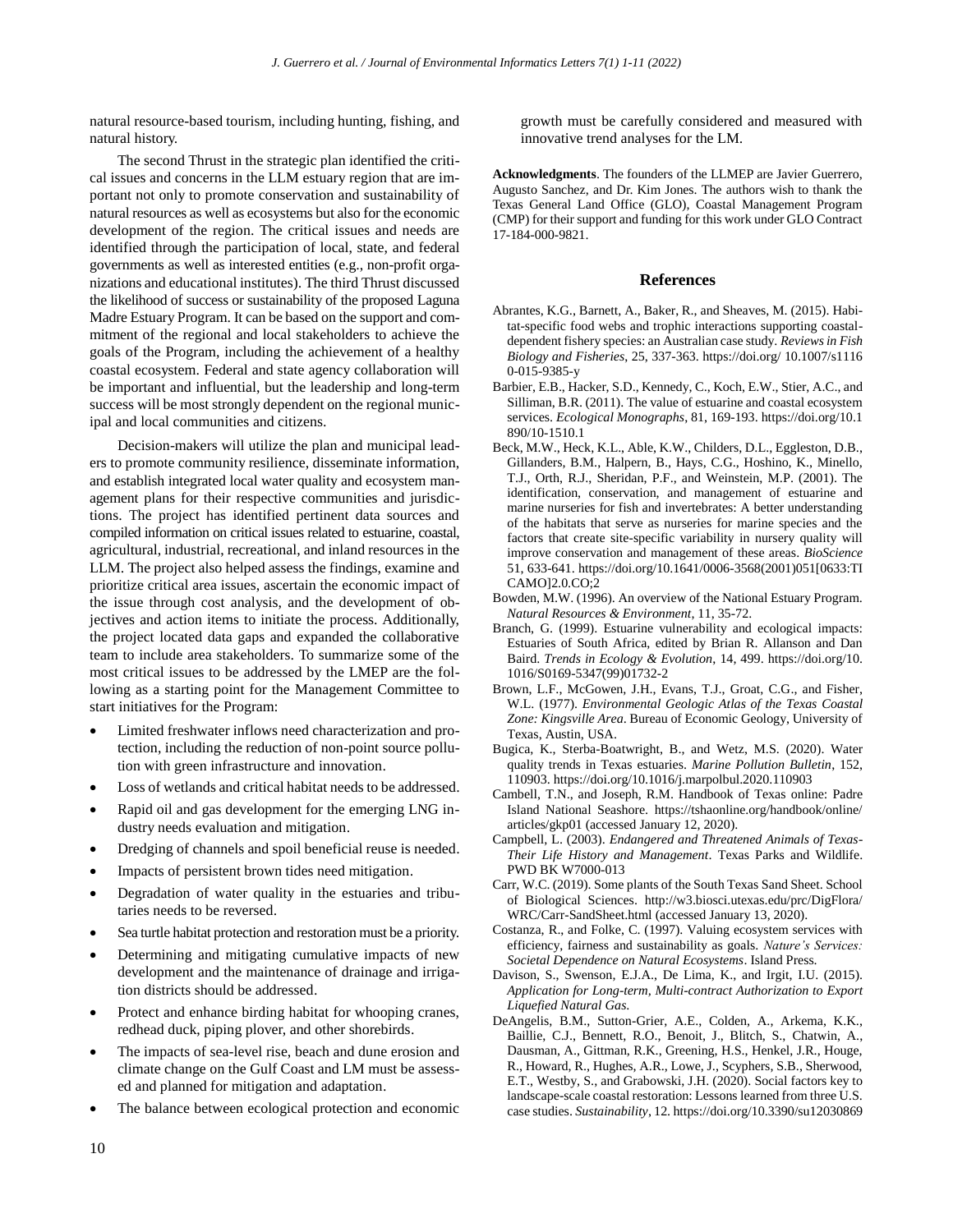natural resource-based tourism, including hunting, fishing, and natural history.

The second Thrust in the strategic plan identified the critical issues and concerns in the LLM estuary region that are important not only to promote conservation and sustainability of natural resources as well as ecosystems but also for the economic development of the region. The critical issues and needs are identified through the participation of local, state, and federal governments as well as interested entities (e.g., non-profit organizations and educational institutes). The third Thrust discussed the likelihood of success or sustainability of the proposed Laguna Madre Estuary Program. It can be based on the support and commitment of the regional and local stakeholders to achieve the goals of the Program, including the achievement of a healthy coastal ecosystem. Federal and state agency collaboration will be important and influential, but the leadership and long-term success will be most strongly dependent on the regional municipal and local communities and citizens.

Decision-makers will utilize the plan and municipal leaders to promote community resilience, disseminate information, and establish integrated local water quality and ecosystem management plans for their respective communities and jurisdictions. The project has identified pertinent data sources and compiled information on critical issues related to estuarine, coastal, agricultural, industrial, recreational, and inland resources in the LLM. The project also helped assess the findings, examine and prioritize critical area issues, ascertain the economic impact of the issue through cost analysis, and the development of objectives and action items to initiate the process. Additionally, the project located data gaps and expanded the collaborative team to include area stakeholders. To summarize some of the most critical issues to be addressed by the LMEP are the following as a starting point for the Management Committee to start initiatives for the Program:

- Limited freshwater inflows need characterization and protection, including the reduction of non-point source pollution with green infrastructure and innovation.
- Loss of wetlands and critical habitat needs to be addressed.
- Rapid oil and gas development for the emerging LNG industry needs evaluation and mitigation.
- Dredging of channels and spoil beneficial reuse is needed.
- Impacts of persistent brown tides need mitigation.
- Degradation of water quality in the estuaries and tributaries needs to be reversed.
- Sea turtle habitat protection and restoration must be a priority.
- Determining and mitigating cumulative impacts of new development and the maintenance of drainage and irrigation districts should be addressed.
- Protect and enhance birding habitat for whooping cranes, redhead duck, piping plover, and other shorebirds.
- The impacts of sea-level rise, beach and dune erosion and climate change on the Gulf Coast and LM must be assessed and planned for mitigation and adaptation.
- The balance between ecological protection and economic growth must be carefully considered and measured with innovative trend analyses for the LM.

**Acknowledgments**. The founders of the LLMEP are Javier Guerrero, Augusto Sanchez, and Dr. Kim Jones. The authors wish to thank the Texas General Land Office (GLO), Coastal Management Program (CMP) for their support and funding for this work under GLO Contract 17-184-000-9821.

## References

Abrantes, K.G., Barnett, A., Baker, R., and Sheaves, M. (2015). Habitat-specific food webs and trophic interactions supporting coastal-dependent fishery species: an Australian case study. *Reviews in Fish Biology and Fisheries*, 25, 337-363. https://doi.org/ 10.1007/s11160-015-9385-y

Barbier, E.B., Hacker, S.D., Kennedy, C., Koch, E.W., Stier, A.C., and Silliman, B.R. (2011). The value of estuarine and coastal ecosystem services. *Ecological Monographs*, 81, 169-193. https://doi.org/10.1890/10-1510.1

Beck, M.W., Heck, K.L., Able, K.W., Childers, D.L., Eggleston, D.B., Gillanders, B.M., Halpern, B., Hays, C.G., Hoshino, K., Minello, T.J., Orth, R.J., Sheridan, P.F., and Weinstein, M.P. (2001). The identification, conservation, and management of estuarine and marine nurseries for fish and invertebrates: A better understanding of the habitats that serve as nurseries for marine species and the factors that create site-specific variability in nursery quality will improve conservation and management of these areas. *BioScience* 51, 633-641. https://doi.org/10.1641/0006-3568(2001)051[0633:TICAMO]2.0.CO;2

Bowden, M.W. (1996). An overview of the National Estuary Program. *Natural Resources & Environment*, 11, 35-72.

Branch, G. (1999). Estuarine vulnerability and ecological impacts: Estuaries of South Africa, edited by Brian R. Allanson and Dan Baird. *Trends in Ecology & Evolution*, 14, 499. https://doi.org/10.1016/S0169-5347(99)01732-2

Brown, L.F., McGowen, J.H., Evans, T.J., Groat, C.G., and Fisher, W.L. (1977). *Environmental Geologic Atlas of the Texas Coastal Zone: Kingsville Area*. Bureau of Economic Geology, University of Texas, Austin, USA.

Bugica, K., Sterba-Boatwright, B., and Wetz, M.S. (2020). Water quality trends in Texas estuaries. *Marine Pollution Bulletin*, 152, 110903. https://doi.org/10.1016/j.marpolbul.2020.110903

Cambell, T.N., and Joseph, R.M. Handbook of Texas online: Padre Island National Seashore. https://tshaonline.org/handbook/online/articles/gkp01 (accessed January 12, 2020).

Campbell, L. (2003). *Endangered and Threatened Animals of Texas-Their Life History and Management*. Texas Parks and Wildlife. PWD BK W7000-013

Carr, W.C. (2019). Some plants of the South Texas Sand Sheet. School of Biological Sciences. http://w3.biosci.utexas.edu/prc/DigFlora/WRC/Carr-SandSheet.html (accessed January 13, 2020).

Costanza, R., and Folke, C. (1997). Valuing ecosystem services with efficiency, fairness and sustainability as goals. *Nature's Services: Societal Dependence on Natural Ecosystems*. Island Press.

Davison, S., Swenson, E.J.A., De Lima, K., and Irgit, I.U. (2015). *Application for Long-term, Multi-contract Authorization to Export Liquefied Natural Gas*.

DeAngelis, B.M., Sutton-Grier, A.E., Colden, A., Arkema, K.K., Baillie, C.J., Bennett, R.O., Benoit, J., Blitch, S., Chatwin, A., Dausman, A., Gittman, R.K., Greening, H.S., Henkel, J.R., Houge, R., Howard, R., Hughes, A.R., Lowe, J., Scyphers, S.B., Sherwood, E.T., Westby, S., and Grabowski, J.H. (2020). Social factors key to landscape-scale coastal restoration: Lessons learned from three U.S. case studies. *Sustainability*, 12. https://doi.org/10.3390/su12030869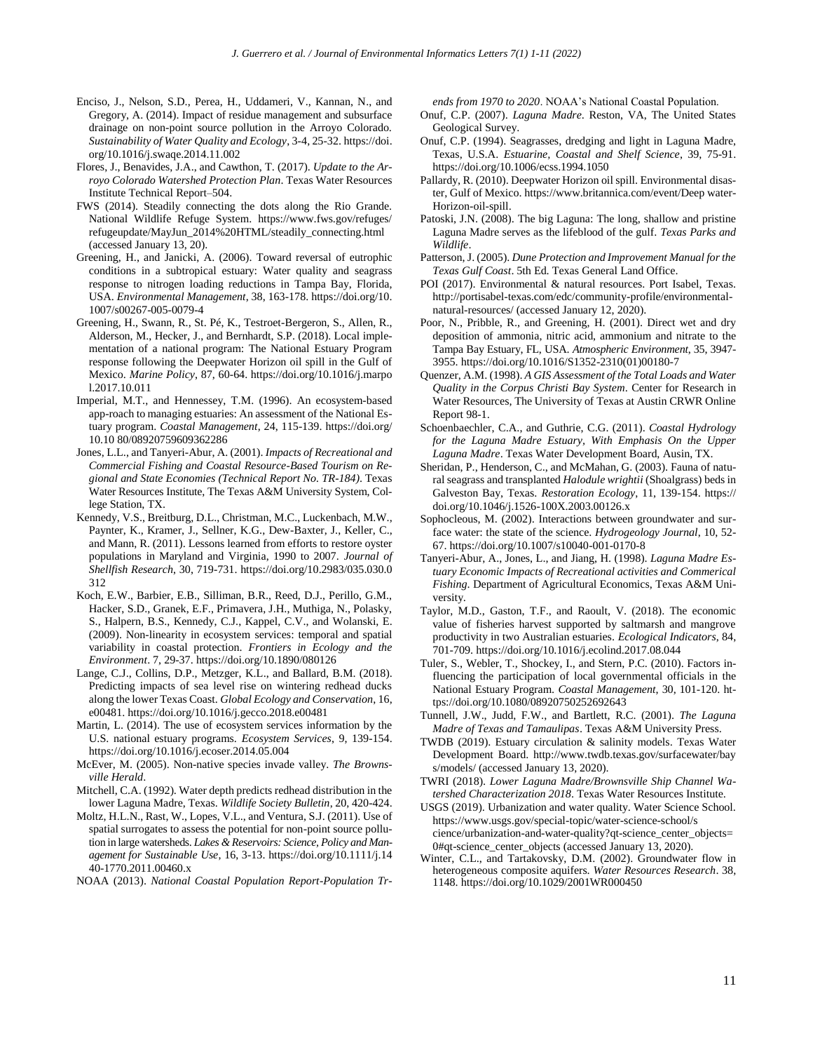Enciso, J., Nelson, S.D., Perea, H., Uddameri, V., Kannan, N., and Gregory, A. (2014). Impact of residue management and subsurface drainage on non-point source pollution in the Arroyo Colorado. *Sustainability of Water Quality and Ecology*, 3-4, 25-32. https://doi.org/10.1016/j.swaqe.2014.11.002

Flores, J., Benavides, J.A., and Cawthon, T. (2017). *Update to the Arroyo Colorado Watershed Protection Plan*. Texas Water Resources Institute Technical Report–504.

FWS (2014). Steadily connecting the dots along the Rio Grande. National Wildlife Refuge System. https://www.fws.gov/refuges/refugeupdate/MayJun_2014%20HTML/steadily_connecting.html (accessed January 13, 20).

Greening, H., and Janicki, A. (2006). Toward reversal of eutrophic conditions in a subtropical estuary: Water quality and seagrass response to nitrogen loading reductions in Tampa Bay, Florida, USA. *Environmental Management*, 38, 163-178. https://doi.org/10.1007/s00267-005-0079-4

Greening, H., Swann, R., St. Pé, K., Testroet-Bergeron, S., Allen, R., Alderson, M., Hecker, J., and Bernhardt, S.P. (2018). Local implementation of a national program: The National Estuary Program response following the Deepwater Horizon oil spill in the Gulf of Mexico. *Marine Policy*, 87, 60-64. https://doi.org/10.1016/j.marpol.2017.10.011

Imperial, M.T., and Hennessey, T.M. (1996). An ecosystem-based app-roach to managing estuaries: An assessment of the National Estuary program. *Coastal Management*, 24, 115-139. https://doi.org/10.10 80/08920759609362286

Jones, L.L., and Tanyeri-Abur, A. (2001). *Impacts of Recreational and Commercial Fishing and Coastal Resource-Based Tourism on Regional and State Economies (Technical Report No. TR-184)*. Texas Water Resources Institute, The Texas A&M University System, College Station, TX.

Kennedy, V.S., Breitburg, D.L., Christman, M.C., Luckenbach, M.W., Paynter, K., Kramer, J., Sellner, K.G., Dew-Baxter, J., Keller, C., and Mann, R. (2011). Lessons learned from efforts to restore oyster populations in Maryland and Virginia, 1990 to 2007. *Journal of Shellfish Research*, 30, 719-731. https://doi.org/10.2983/035.030.0312

Koch, E.W., Barbier, E.B., Silliman, B.R., Reed, D.J., Perillo, G.M., Hacker, S.D., Granek, E.F., Primavera, J.H., Muthiga, N., Polasky, S., Halpern, B.S., Kennedy, C.J., Kappel, C.V., and Wolanski, E. (2009). Non-linearity in ecosystem services: temporal and spatial variability in coastal protection. *Frontiers in Ecology and the Environment*. 7, 29-37. https://doi.org/10.1890/080126

Lange, C.J., Collins, D.P., Metzger, K.L., and Ballard, B.M. (2018). Predicting impacts of sea level rise on wintering redhead ducks along the lower Texas Coast. *Global Ecology and Conservation*, 16, e00481. https://doi.org/10.1016/j.gecco.2018.e00481

Martin, L. (2014). The use of ecosystem services information by the U.S. national estuary programs. *Ecosystem Services*, 9, 139-154. https://doi.org/10.1016/j.ecoser.2014.05.004

McEver, M. (2005). Non-native species invade valley. *The Brownsville Herald*.

Mitchell, C.A. (1992). Water depth predicts redhead distribution in the lower Laguna Madre, Texas. *Wildlife Society Bulletin*, 20, 420-424.

Moltz, H.L.N., Rast, W., Lopes, V.L., and Ventura, S.J. (2011). Use of spatial surrogates to assess the potential for non-point source pollution in large watersheds. *Lakes & Reservoirs: Science, Policy and Management for Sustainable Use*, 16, 3-13. https://doi.org/10.1111/j.1440-1770.2011.00460.x

NOAA (2013). *National Coastal Population Report-Population Trends from 1970 to 2020*. NOAA's National Coastal Population.

Onuf, C.P. (2007). *Laguna Madre*. Reston, VA, The United States Geological Survey.

Onuf, C.P. (1994). Seagrasses, dredging and light in Laguna Madre, Texas, U.S.A. *Estuarine, Coastal and Shelf Science*, 39, 75-91. https://doi.org/10.1006/ecss.1994.1050

Pallardy, R. (2010). Deepwater Horizon oil spill. Environmental disaster, Gulf of Mexico. https://www.britannica.com/event/Deep water-Horizon-oil-spill.

Patoski, J.N. (2008). The big Laguna: The long, shallow and pristine Laguna Madre serves as the lifeblood of the gulf. *Texas Parks and Wildlife*.

Patterson, J. (2005). *Dune Protection and Improvement Manual for the Texas Gulf Coast*. 5th Ed. Texas General Land Office.

POI (2017). Environmental & natural resources. Port Isabel, Texas. http://portisabel-texas.com/edc/community-profile/environmental-natural-resources/ (accessed January 12, 2020).

Poor, N., Pribble, R., and Greening, H. (2001). Direct wet and dry deposition of ammonia, nitric acid, ammonium and nitrate to the Tampa Bay Estuary, FL, USA. *Atmospheric Environment*, 35, 3947-3955. https://doi.org/10.1016/S1352-2310(01)00180-7

Quenzer, A.M. (1998). *A GIS Assessment of the Total Loads and Water Quality in the Corpus Christi Bay System*. Center for Research in Water Resources, The University of Texas at Austin CRWR Online Report 98-1.

Schoenbaechler, C.A., and Guthrie, C.G. (2011). *Coastal Hydrology for the Laguna Madre Estuary, With Emphasis On the Upper Laguna Madre*. Texas Water Development Board, Ausin, TX.

Sheridan, P., Henderson, C., and McMahan, G. (2003). Fauna of natural seagrass and transplanted *Halodule wrightii* (Shoalgrass) beds in Galveston Bay, Texas. *Restoration Ecology*, 11, 139-154. https://doi.org/10.1046/j.1526-100X.2003.00126.x

Sophocleous, M. (2002). Interactions between groundwater and surface water: the state of the science. *Hydrogeology Journal*, 10, 52-67. https://doi.org/10.1007/s10040-001-0170-8

Tanyeri-Abur, A., Jones, L., and Jiang, H. (1998). *Laguna Madre Estuary Economic Impacts of Recreational activities and Commerical Fishing*. Department of Agricultural Economics, Texas A&M University.

Taylor, M.D., Gaston, T.F., and Raoult, V. (2018). The economic value of fisheries harvest supported by saltmarsh and mangrove productivity in two Australian estuaries. *Ecological Indicators*, 84, 701-709. https://doi.org/10.1016/j.ecolind.2017.08.044

Tuler, S., Webler, T., Shockey, I., and Stern, P.C. (2010). Factors influencing the participation of local governmental officials in the National Estuary Program. *Coastal Management*, 30, 101-120. https://doi.org/10.1080/08920750252692643

Tunnell, J.W., Judd, F.W., and Bartlett, R.C. (2001). *The Laguna Madre of Texas and Tamaulipas*. Texas A&M University Press.

TWDB (2019). Estuary circulation & salinity models. Texas Water Development Board. http://www.twdb.texas.gov/surfacewater/bays/models/ (accessed January 13, 2020).

TWRI (2018). *Lower Laguna Madre/Brownsville Ship Channel Watershed Characterization 2018*. Texas Water Resources Institute.

USGS (2019). Urbanization and water quality. Water Science School. https://www.usgs.gov/special-topic/water-science-school/science/urbanization-and-water-quality?qt-science_center_objects=0#qt-science_center_objects (accessed January 13, 2020).

Winter, C.L., and Tartakovsky, D.M. (2002). Groundwater flow in heterogeneous composite aquifers. *Water Resources Research*. 38, 1148. https://doi.org/10.1029/2001WR000450